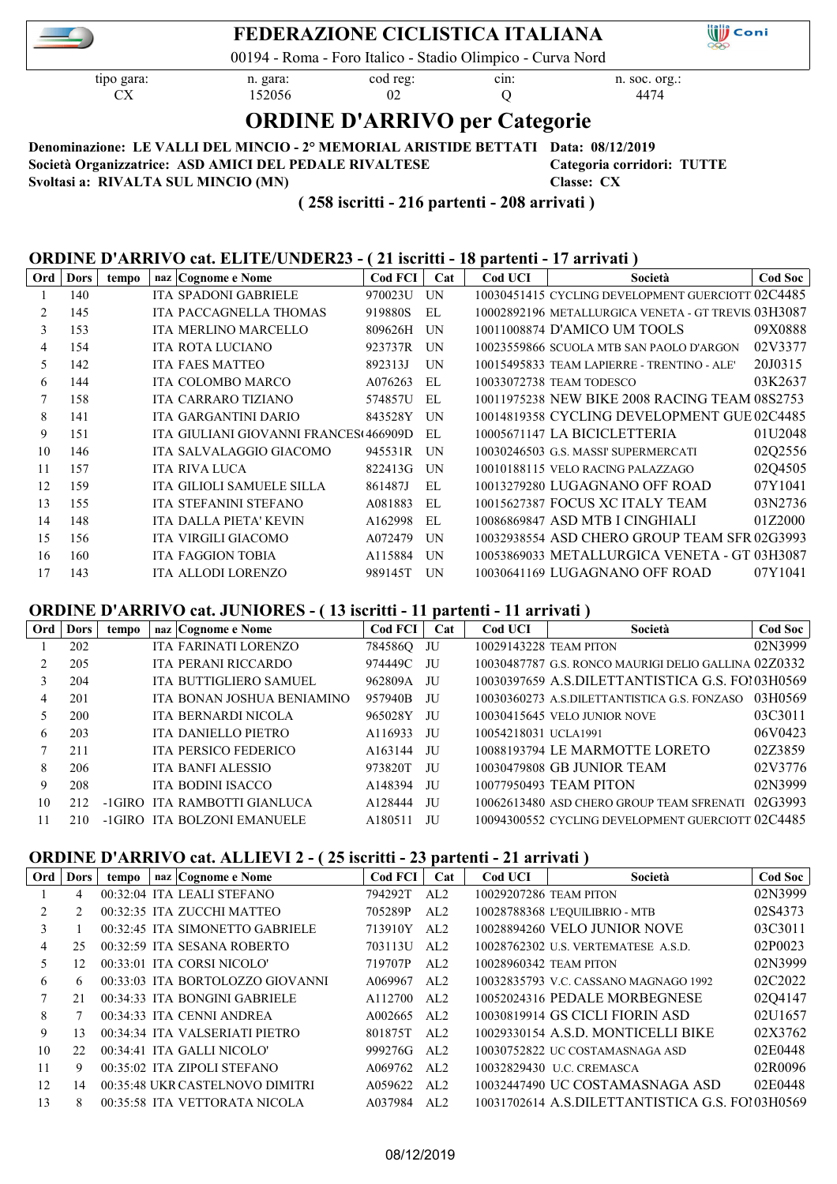# FEDERAZIONE CICLISTICA ITALIANA

00194 - Roma - Foro Italico - Stadio Olimpico - Curva Nord

| tipo gara: | n. gara: | cod reg: | cin: | n. soc. org.: |
|---|---|---|---|---|
| CX | 152056 | 02 | Q | 4474 |

# ORDINE D'ARRIVO per Categorie

**Denominazione: LE VALLI DEL MINCIO - 2° MEMORIAL ARISTIDE BETTATI** **Data: 08/12/2019**
**Società Organizzatrice: ASD AMICI DEL PEDALE RIVALTESE** **Categoria corridori: TUTTE**
**Svoltasi a: RIVALTA SUL MINCIO (MN)** **Classe: CX**

**( 258 iscritti - 216 partenti - 208 arrivati )**

## ORDINE D'ARRIVO cat. ELITE/UNDER23 - ( 21 iscritti - 18 partenti - 17 arrivati )

| Ord | Dors | tempo | naz | Cognome e Nome | Cod FCI | Cat | Cod UCI | Società | Cod Soc |
|---|---|---|---|---|---|---|---|---|---|
| 1 | 140 | | ITA | SPADONI GABRIELE | 970023U | UN | 10030451415 | CYCLING DEVELOPMENT GUERCIOTT | 02C4485 |
| 2 | 145 | | ITA | PACCAGNELLA THOMAS | 919880S | EL | 10002892196 | METALLURGICA VENETA - GT TREVIS | 03H3087 |
| 3 | 153 | | ITA | MERLINO MARCELLO | 809626H | UN | 10011008874 | D'AMICO UM TOOLS | 09X0888 |
| 4 | 154 | | ITA | ROTA LUCIANO | 923737R | UN | 10023559866 | SCUOLA MTB SAN PAOLO D'ARGON | 02V3377 |
| 5 | 142 | | ITA | FAES MATTEO | 892313J | UN | 10015495833 | TEAM LAPIERRE - TRENTINO - ALE' | 20J0315 |
| 6 | 144 | | ITA | COLOMBO MARCO | A076263 | EL | 10033072738 | TEAM TODESCO | 03K2637 |
| 7 | 158 | | ITA | CARRARO TIZIANO | 574857U | EL | 10011975238 | NEW BIKE 2008 RACING TEAM | 08S2753 |
| 8 | 141 | | ITA | GARGANTINI DARIO | 843528Y | UN | 10014819358 | CYCLING DEVELOPMENT GUE | 02C4485 |
| 9 | 151 | | ITA | GIULIANI GIOVANNI FRANCES | 466909D | EL | 10005671147 | LA BICICLETTERIA | 01U2048 |
| 10 | 146 | | ITA | SALVALAGGIO GIACOMO | 945531R | UN | 10030246503 | G.S. MASSI' SUPERMERCATI | 02Q2556 |
| 11 | 157 | | ITA | RIVA LUCA | 822413G | UN | 10010188115 | VELO RACING PALAZZAGO | 02Q4505 |
| 12 | 159 | | ITA | GILIOLI SAMUELE SILLA | 861487J | UN | 10013279280 | LUGAGNANO OFF ROAD | 07Y1041 |
| 13 | 155 | | ITA | STEFANINI STEFANO | A081883 | EL | 10015627387 | FOCUS XC ITALY TEAM | 03N2736 |
| 14 | 148 | | ITA | DALLA PIETA' KEVIN | A162998 | EL | 10086869847 | ASD MTB I CINGHIALI | 01Z2000 |
| 15 | 156 | | ITA | VIRGILI GIACOMO | A072479 | UN | 10032938554 | ASD CHERO GROUP TEAM SFR | 02G3993 |
| 16 | 160 | | ITA | FAGGION TOBIA | A115884 | UN | 10053869033 | METALLURGICA VENETA - GT | 03H3087 |
| 17 | 143 | | ITA | ALLODI LORENZO | 989145T | UN | 10030641169 | LUGAGNANO OFF ROAD | 07Y1041 |

## ORDINE D'ARRIVO cat. JUNIORES - ( 13 iscritti - 11 partenti - 11 arrivati )

| Ord | Dors | tempo | naz | Cognome e Nome | Cod FCI | Cat | Cod UCI | Società | Cod Soc |
|---|---|---|---|---|---|---|---|---|---|
| 1 | 202 | | ITA | FARINATI LORENZO | 784586Q | JU | 10029143228 | TEAM PITON | 02N3999 |
| 2 | 205 | | ITA | PERANI RICCARDO | 974449C | JU | 10030487787 | G.S. RONCO MAURIGI DELIO GALLINA | 02Z0332 |
| 3 | 204 | | ITA | BUTTIGLIERO SAMUEL | 962809A | JU | 10030397659 | A.S.DILETTANTISTICA G.S. FO | 03H0569 |
| 4 | 201 | | ITA | BONAN JOSHUA BENIAMINO | 957940B | JU | 10030360273 | A.S.DILETTANTISTICA G.S. FONZASO | 03H0569 |
| 5 | 200 | | ITA | BERNARDI NICOLA | 965028Y | JU | 10030415645 | VELO JUNIOR NOVE | 03C3011 |
| 6 | 203 | | ITA | DANIELLO PIETRO | A116933 | JU | 10054218031 | UCLA1991 | 06V0423 |
| 7 | 211 | | ITA | PERSICO FEDERICO | A163144 | JU | 10088193794 | LE MARMOTTE LORETO | 02Z3859 |
| 8 | 206 | | ITA | BANFI ALESSIO | 973820T | JU | 10030479808 | GB JUNIOR TEAM | 02V3776 |
| 9 | 208 | | ITA | BODINI ISACCO | A148394 | JU | 10077950493 | TEAM PITON | 02N3999 |
| 10 | 212 | -1GIRO | ITA | RAMBOTTI GIANLUCA | A128444 | JU | 10062613480 | ASD CHERO GROUP TEAM SFRENATI | 02G3993 |
| 11 | 210 | -1GIRO | ITA | BOLZONI EMANUELE | A180511 | JU | 10094300552 | CYCLING DEVELOPMENT GUERCIOTT | 02C4485 |

## ORDINE D'ARRIVO cat. ALLIEVI 2 - ( 25 iscritti - 23 partenti - 21 arrivati )

| Ord | Dors | tempo | naz | Cognome e Nome | Cod FCI | Cat | Cod UCI | Società | Cod Soc |
|---|---|---|---|---|---|---|---|---|---|
| 1 | 4 | 00:32:04 | ITA | LEALI STEFANO | 794292T | AL2 | 10029207286 | TEAM PITON | 02N3999 |
| 2 | 2 | 00:32:35 | ITA | ZUCCHI MATTEO | 705289P | AL2 | 10028788368 | L'EQUILIBRIO - MTB | 02S4373 |
| 3 | 1 | 00:32:45 | ITA | SIMONETTO GABRIELE | 713910Y | AL2 | 10028894260 | VELO JUNIOR NOVE | 03C3011 |
| 4 | 25 | 00:32:59 | ITA | SESANA ROBERTO | 703113U | AL2 | 10028762302 | U.S. VERTEMATESE A.S.D. | 02P0023 |
| 5 | 12 | 00:33:01 | ITA | CORSI NICOLO' | 719707P | AL2 | 10028960342 | TEAM PITON | 02N3999 |
| 6 | 6 | 00:33:03 | ITA | BORTOLOZZO GIOVANNI | A069967 | AL2 | 10032835793 | V.C. CASSANO MAGNAGO 1992 | 02C2022 |
| 7 | 21 | 00:34:33 | ITA | BONGINI GABRIELE | A112700 | AL2 | 10052024316 | PEDALE MORBEGNESE | 02Q4147 |
| 8 | 7 | 00:34:33 | ITA | CENNI ANDREA | A002665 | AL2 | 10030819914 | GS CICLI FIORIN ASD | 02U1657 |
| 9 | 13 | 00:34:34 | ITA | VALSERIATI PIETRO | 801875T | AL2 | 10029330154 | A.S.D. MONTICELLI BIKE | 02X3762 |
| 10 | 22 | 00:34:41 | ITA | GALLI NICOLO' | 999276G | AL2 | 10030752822 | UC COSTAMASNAGA ASD | 02E0448 |
| 11 | 9 | 00:35:02 | ITA | ZIPOLI STEFANO | A069762 | AL2 | 10032829430 | U.C. CREMASCA | 02R0096 |
| 12 | 14 | 00:35:48 | UKR | CASTELNOVO DIMITRI | A059622 | AL2 | 10032447490 | UC COSTAMASNAGA ASD | 02E0448 |
| 13 | 8 | 00:35:58 | ITA | VETTORATA NICOLA | A037984 | AL2 | 10031702614 | A.S.DILETTANTISTICA G.S. FO | 03H0569 |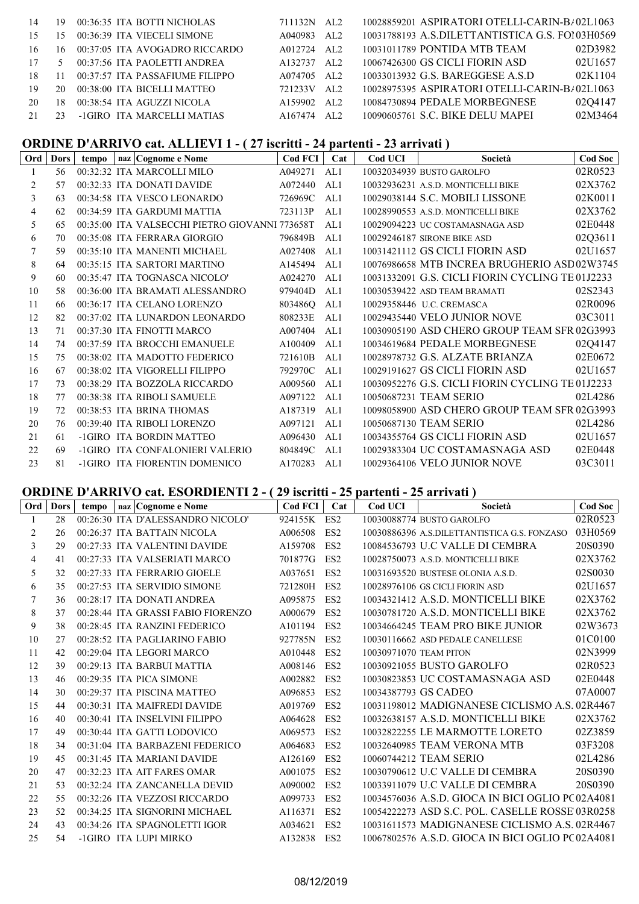| Ord | Dors | tempo | naz | Cognome e Nome | Cod FCI | Cat | Cod UCI | Società | Cod Soc |
|---|---|---|---|---|---|---|---|---|---|
| 14 | 19 | 00:36:35 | ITA | BOTTI NICHOLAS | 711132N | AL2 | 10028859201 | ASPIRATORI OTELLI-CARIN-B/ | 02L1063 |
| 15 | 15 | 00:36:39 | ITA | VIECELI SIMONE | A040983 | AL2 | 10031788193 | A.S.DILETTANTISTICA G.S. FOI | 03H0569 |
| 16 | 16 | 00:37:05 | ITA | AVOGADRO RICCARDO | A012724 | AL2 | 10031011789 | PONTIDA MTB TEAM | 02D3982 |
| 17 | 5 | 00:37:56 | ITA | PAOLETTI ANDREA | A132737 | AL2 | 10067426300 | GS CICLI FIORIN ASD | 02U1657 |
| 18 | 11 | 00:37:57 | ITA | PASSAFIUME FILIPPO | A074705 | AL2 | 10033013932 | G.S. BAREGGESE A.S.D | 02K1104 |
| 19 | 20 | 00:38:00 | ITA | BICELLI MATTEO | 721233V | AL2 | 10028975395 | ASPIRATORI OTELLI-CARIN-B/ | 02L1063 |
| 20 | 18 | 00:38:54 | ITA | AGUZZI NICOLA | A159902 | AL2 | 10084730894 | PEDALE MORBEGNESE | 02Q4147 |
| 21 | 23 | -1GIRO | ITA | MARCELLI MATIAS | A167474 | AL2 | 10090605761 | S.C. BIKE DELU MAPEI | 02M3464 |

## ORDINE D'ARRIVO cat. ALLIEVI 1 - ( 27 iscritti - 24 partenti - 23 arrivati )

| Ord | Dors | tempo | naz | Cognome e Nome | Cod FCI | Cat | Cod UCI | Società | Cod Soc |
|---|---|---|---|---|---|---|---|---|---|
| 1 | 56 | 00:32:32 | ITA | MARCOLLI MILO | A049271 | AL1 | 10032034939 | BUSTO GAROLFO | 02R0523 |
| 2 | 57 | 00:32:33 | ITA | DONATI DAVIDE | A072440 | AL1 | 10032936231 | A.S.D. MONTICELLI BIKE | 02X3762 |
| 3 | 63 | 00:34:58 | ITA | VESCO LEONARDO | 726969C | AL1 | 10029038144 | S.C. MOBILI LISSONE | 02K0011 |
| 4 | 62 | 00:34:59 | ITA | GARDUMI MATTIA | 723113P | AL1 | 10028990553 | A.S.D. MONTICELLI BIKE | 02X3762 |
| 5 | 65 | 00:35:00 | ITA | VALSECCHI PIETRO GIOVANNI | 773658T | AL1 | 10029094223 | UC COSTAMASNAGA ASD | 02E0448 |
| 6 | 70 | 00:35:08 | ITA | FERRARA GIORGIO | 796849B | AL1 | 10029246187 | SIRONE BIKE ASD | 02Q3611 |
| 7 | 59 | 00:35:10 | ITA | MANENTI MICHAEL | A027408 | AL1 | 10031421112 | GS CICLI FIORIN ASD | 02U1657 |
| 8 | 64 | 00:35:15 | ITA | SARTORI MARTINO | A145494 | AL1 | 10076986658 | MTB INCREA BRUGHERIO ASD | 02W3745 |
| 9 | 60 | 00:35:47 | ITA | TOGNASCA NICOLO' | A024270 | AL1 | 10031332091 | G.S. CICLI FIORIN CYCLING TE | 01J2233 |
| 10 | 58 | 00:36:00 | ITA | BRAMATI ALESSANDRO | 979404D | AL1 | 10030539422 | ASD TEAM BRAMATI | 02S2343 |
| 11 | 66 | 00:36:17 | ITA | CELANO LORENZO | 803486Q | AL1 | 10029358446 | U.C. CREMASCA | 02R0096 |
| 12 | 82 | 00:37:02 | ITA | LUNARDON LEONARDO | 808233E | AL1 | 10029435440 | VELO JUNIOR NOVE | 03C3011 |
| 13 | 71 | 00:37:30 | ITA | FINOTTI MARCO | A007404 | AL1 | 10030905190 | ASD CHERO GROUP TEAM SFR | 02G3993 |
| 14 | 74 | 00:37:59 | ITA | BROCCHI EMANUELE | A100409 | AL1 | 10034619684 | PEDALE MORBEGNESE | 02Q4147 |
| 15 | 75 | 00:38:02 | ITA | MADOTTO FEDERICO | 721610B | AL1 | 10028978732 | G.S. ALZATE BRIANZA | 02E0672 |
| 16 | 67 | 00:38:02 | ITA | VIGORELLI FILIPPO | 792970C | AL1 | 10029191627 | GS CICLI FIORIN ASD | 02U1657 |
| 17 | 73 | 00:38:29 | ITA | BOZZOLA RICCARDO | A009560 | AL1 | 10030952276 | G.S. CICLI FIORIN CYCLING TE | 01J2233 |
| 18 | 77 | 00:38:38 | ITA | RIBOLI SAMUELE | A097122 | AL1 | 10050687231 | TEAM SERIO | 02L4286 |
| 19 | 72 | 00:38:53 | ITA | BRINA THOMAS | A187319 | AL1 | 10098058900 | ASD CHERO GROUP TEAM SFR | 02G3993 |
| 20 | 76 | 00:39:40 | ITA | RIBOLI LORENZO | A097121 | AL1 | 10050687130 | TEAM SERIO | 02L4286 |
| 21 | 61 | -1GIRO | ITA | BORDIN MATTEO | A096430 | AL1 | 10034355764 | GS CICLI FIORIN ASD | 02U1657 |
| 22 | 69 | -1GIRO | ITA | CONFALONIERI VALERIO | 804849C | AL1 | 10029383304 | UC COSTAMASNAGA ASD | 02E0448 |
| 23 | 81 | -1GIRO | ITA | FIORENTIN DOMENICO | A170283 | AL1 | 10029364106 | VELO JUNIOR NOVE | 03C3011 |

## ORDINE D'ARRIVO cat. ESORDIENTI 2 - ( 29 iscritti - 25 partenti - 25 arrivati )

| Ord | Dors | tempo | naz | Cognome e Nome | Cod FCI | Cat | Cod UCI | Società | Cod Soc |
|---|---|---|---|---|---|---|---|---|---|
| 1 | 28 | 00:26:30 | ITA | D'ALESSANDRO NICOLO' | 924155K | ES2 | 10030088774 | BUSTO GAROLFO | 02R0523 |
| 2 | 26 | 00:26:37 | ITA | BATTAIN NICOLA | A006508 | ES2 | 10030886396 | A.S.DILETTANTISTICA G.S. FONZASO | 03H0569 |
| 3 | 29 | 00:27:33 | ITA | VALENTINI DAVIDE | A159708 | ES2 | 10084536793 | U.C VALLE DI CEMBRA | 20S0390 |
| 4 | 41 | 00:27:33 | ITA | VALSERIATI MARCO | 701877G | ES2 | 10028750073 | A.S.D. MONTICELLI BIKE | 02X3762 |
| 5 | 32 | 00:27:33 | ITA | FERRARIO GIOELE | A037651 | ES2 | 10031693520 | BUSTESE OLONIA A.S.D. | 02S0030 |
| 6 | 35 | 00:27:53 | ITA | SERVIDIO SIMONE | 721280H | ES2 | 10028976106 | GS CICLI FIORIN ASD | 02U1657 |
| 7 | 36 | 00:28:17 | ITA | DONATI ANDREA | A095875 | ES2 | 10034321412 | A.S.D. MONTICELLI BIKE | 02X3762 |
| 8 | 37 | 00:28:44 | ITA | GRASSI FABIO FIORENZO | A000679 | ES2 | 10030781720 | A.S.D. MONTICELLI BIKE | 02X3762 |
| 9 | 38 | 00:28:45 | ITA | RANZINI FEDERICO | A101194 | ES2 | 10034664245 | TEAM PRO BIKE JUNIOR | 02W3673 |
| 10 | 27 | 00:28:52 | ITA | PAGLIARINO FABIO | 927785N | ES2 | 10030116662 | ASD PEDALE CANELLESE | 01C0100 |
| 11 | 42 | 00:29:04 | ITA | LEGORI MARCO | A010448 | ES2 | 10030971070 | TEAM PITON | 02N3999 |
| 12 | 39 | 00:29:13 | ITA | BARBUI MATTIA | A008146 | ES2 | 10030921055 | BUSTO GAROLFO | 02R0523 |
| 13 | 46 | 00:29:35 | ITA | PICA SIMONE | A002882 | ES2 | 10030823853 | UC COSTAMASNAGA ASD | 02E0448 |
| 14 | 30 | 00:29:37 | ITA | PISCINA MATTEO | A096853 | ES2 | 10034387793 | GS CADEO | 07A0007 |
| 15 | 44 | 00:30:31 | ITA | MAIFREDI DAVIDE | A019769 | ES2 | 10031198012 | MADIGNANESE CICLISMO A.S. | 02R4467 |
| 16 | 40 | 00:30:41 | ITA | INSELVINI FILIPPO | A064628 | ES2 | 10032638157 | A.S.D. MONTICELLI BIKE | 02X3762 |
| 17 | 49 | 00:30:44 | ITA | GATTI LODOVICO | A069573 | ES2 | 10032822255 | LE MARMOTTE LORETO | 02Z3859 |
| 18 | 34 | 00:31:04 | ITA | BARBAZENI FEDERICO | A064683 | ES2 | 10032640985 | TEAM VERONA MTB | 03F3208 |
| 19 | 45 | 00:31:45 | ITA | MARIANI DAVIDE | A126169 | ES2 | 10060744212 | TEAM SERIO | 02L4286 |
| 20 | 47 | 00:32:23 | ITA | AIT FARES OMAR | A001075 | ES2 | 10030790612 | U.C VALLE DI CEMBRA | 20S0390 |
| 21 | 53 | 00:32:24 | ITA | ZANCANELLA DEVID | A090002 | ES2 | 10033911079 | U.C VALLE DI CEMBRA | 20S0390 |
| 22 | 55 | 00:32:26 | ITA | VEZZOSI RICCARDO | A099733 | ES2 | 10034576036 | A.S.D. GIOCA IN BICI OGLIO PC | 02A4081 |
| 23 | 52 | 00:34:25 | ITA | SIGNORINI MICHAEL | A116371 | ES2 | 10054222273 | ASD S.C. POL. CASELLE ROSSE | 03R0258 |
| 24 | 43 | 00:34:26 | ITA | SPAGNOLETTI IGOR | A034621 | ES2 | 10031611573 | MADIGNANESE CICLISMO A.S. | 02R4467 |
| 25 | 54 | -1GIRO | ITA | LUPI MIRKO | A132838 | ES2 | 10067802576 | A.S.D. GIOCA IN BICI OGLIO PC | 02A4081 |

08/12/2019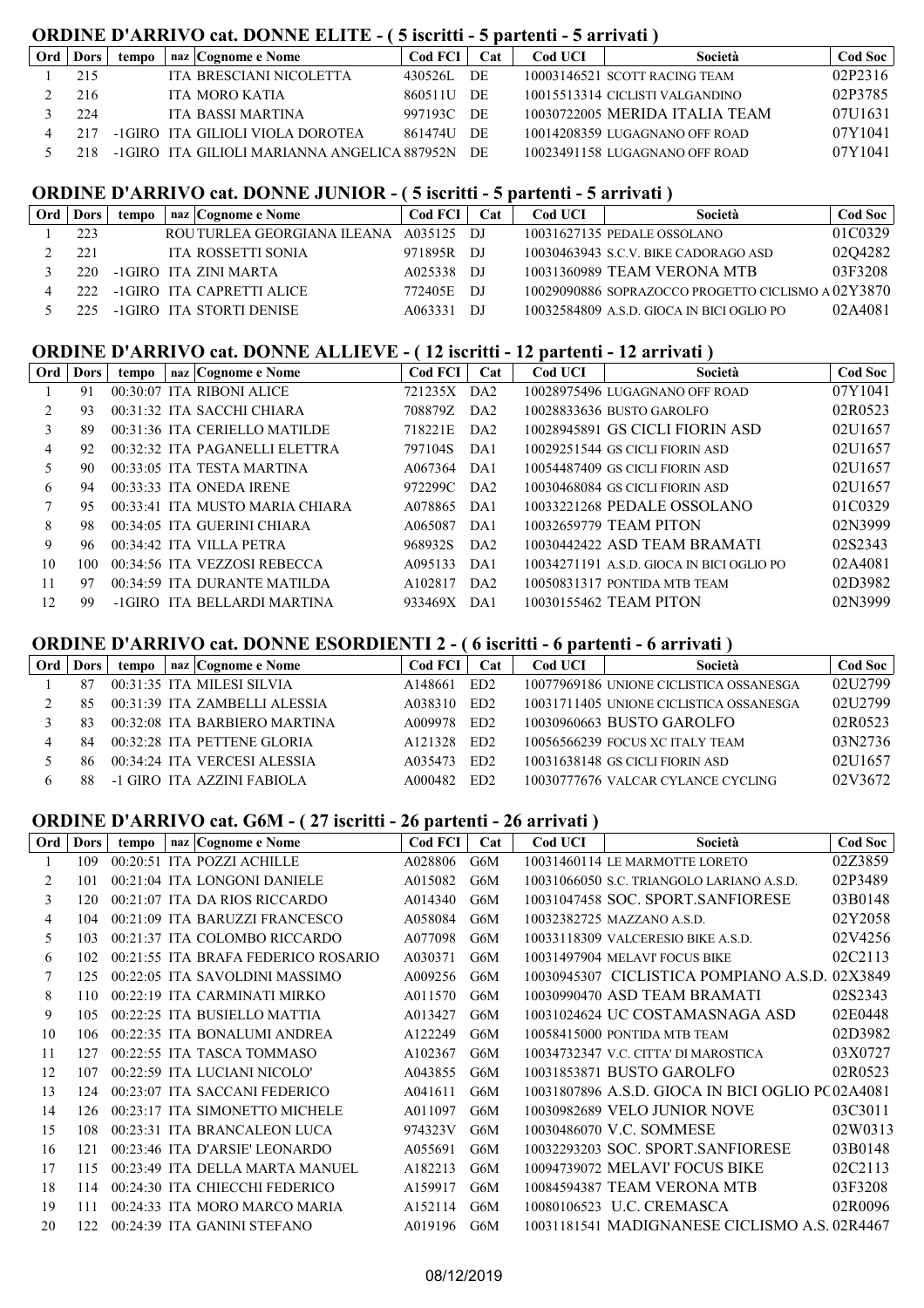## ORDINE D'ARRIVO cat. DONNE ELITE - ( 5 iscritti - 5 partenti - 5 arrivati )

| Ord | Dors | tempo | naz | Cognome e Nome | Cod FCI | Cat | Cod UCI | Società | Cod Soc |
|---|---|---|---|---|---|---|---|---|---|
| 1 | 215 | | ITA | BRESCIANI NICOLETTA | 430526L | DE | 10003146521 | SCOTT RACING TEAM | 02P2316 |
| 2 | 216 | | ITA | MORO KATIA | 860511U | DE | 10015513314 | CICLISTI VALGANDINO | 02P3785 |
| 3 | 224 | | ITA | BASSI MARTINA | 997193C | DE | 10030722005 | MERIDA ITALIA TEAM | 07U1631 |
| 4 | 217 | -1GIRO | ITA | GILIOLI VIOLA DOROTEA | 861474U | DE | 10014208359 | LUGAGNANO OFF ROAD | 07Y1041 |
| 5 | 218 | -1GIRO | ITA | GILIOLI MARIANNA ANGELICA | 887952N | DE | 10023491158 | LUGAGNANO OFF ROAD | 07Y1041 |

## ORDINE D'ARRIVO cat. DONNE JUNIOR - ( 5 iscritti - 5 partenti - 5 arrivati )

| Ord | Dors | tempo | naz | Cognome e Nome | Cod FCI | Cat | Cod UCI | Società | Cod Soc |
|---|---|---|---|---|---|---|---|---|---|
| 1 | 223 | | ROU | TURLEA GEORGIANA ILEANA | A035125 | DJ | 10031627135 | PEDALE OSSOLANO | 01C0329 |
| 2 | 221 | | ITA | ROSSETTI SONIA | 971895R | DJ | 10030463943 | S.C.V. BIKE CADORAGO ASD | 02Q4282 |
| 3 | 220 | -1GIRO | ITA | ZINI MARTA | A025338 | DJ | 10031360989 | TEAM VERONA MTB | 03F3208 |
| 4 | 222 | -1GIRO | ITA | CAPRETTI ALICE | 772405E | DJ | 10029090886 | SOPRAZOCCO PROGETTO CICLISMO A | 02Y3870 |
| 5 | 225 | -1GIRO | ITA | STORTI DENISE | A063331 | DJ | 10032584809 | A.S.D. GIOCA IN BICI OGLIO PO | 02A4081 |

## ORDINE D'ARRIVO cat. DONNE ALLIEVE - ( 12 iscritti - 12 partenti - 12 arrivati )

| Ord | Dors | tempo | naz | Cognome e Nome | Cod FCI | Cat | Cod UCI | Società | Cod Soc |
|---|---|---|---|---|---|---|---|---|---|
| 1 | 91 | 00:30:07 | ITA | RIBONI ALICE | 721235X | DA2 | 10028975496 | LUGAGNANO OFF ROAD | 07Y1041 |
| 2 | 93 | 00:31:32 | ITA | SACCHI CHIARA | 708879Z | DA2 | 10028833636 | BUSTO GAROLFO | 02R0523 |
| 3 | 89 | 00:31:36 | ITA | CERIELLO MATILDE | 718221E | DA2 | 10028945891 | GS CICLI FIORIN ASD | 02U1657 |
| 4 | 92 | 00:32:32 | ITA | PAGANELLI ELETTRA | 797104S | DA1 | 10029251544 | GS CICLI FIORIN ASD | 02U1657 |
| 5 | 90 | 00:33:05 | ITA | TESTA MARTINA | A067364 | DA1 | 10054487409 | GS CICLI FIORIN ASD | 02U1657 |
| 6 | 94 | 00:33:33 | ITA | ONEDA IRENE | 972299C | DA2 | 10030468084 | GS CICLI FIORIN ASD | 02U1657 |
| 7 | 95 | 00:33:41 | ITA | MUSTO MARIA CHIARA | A078865 | DA1 | 10033221268 | PEDALE OSSOLANO | 01C0329 |
| 8 | 98 | 00:34:05 | ITA | GUERINI CHIARA | A065087 | DA1 | 10032659779 | TEAM PITON | 02N3999 |
| 9 | 96 | 00:34:42 | ITA | VILLA PETRA | 968932S | DA2 | 10030442422 | ASD TEAM BRAMATI | 02S2343 |
| 10 | 100 | 00:34:56 | ITA | VEZZOSI REBECCA | A095133 | DA1 | 10034271191 | A.S.D. GIOCA IN BICI OGLIO PO | 02A4081 |
| 11 | 97 | 00:34:59 | ITA | DURANTE MATILDA | A102817 | DA2 | 10050831317 | PONTIDA MTB TEAM | 02D3982 |
| 12 | 99 | -1GIRO | ITA | BELLARDI MARTINA | 933469X | DA1 | 10030155462 | TEAM PITON | 02N3999 |

## ORDINE D'ARRIVO cat. DONNE ESORDIENTI 2 - ( 6 iscritti - 6 partenti - 6 arrivati )

| Ord | Dors | tempo | naz | Cognome e Nome | Cod FCI | Cat | Cod UCI | Società | Cod Soc |
|---|---|---|---|---|---|---|---|---|---|
| 1 | 87 | 00:31:35 | ITA | MILESI SILVIA | A148661 | ED2 | 10077969186 | UNIONE CICLISTICA OSSANESGA | 02U2799 |
| 2 | 85 | 00:31:39 | ITA | ZAMBELLI ALESSIA | A038310 | ED2 | 10031711405 | UNIONE CICLISTICA OSSANESGA | 02U2799 |
| 3 | 83 | 00:32:08 | ITA | BARBIERO MARTINA | A009978 | ED2 | 10030960663 | BUSTO GAROLFO | 02R0523 |
| 4 | 84 | 00:32:28 | ITA | PETTENE GLORIA | A121328 | ED2 | 10056566239 | FOCUS XC ITALY TEAM | 03N2736 |
| 5 | 86 | 00:34:24 | ITA | VERCESI ALESSIA | A035473 | ED2 | 10031638148 | GS CICLI FIORIN ASD | 02U1657 |
| 6 | 88 | -1 GIRO | ITA | AZZINI FABIOLA | A000482 | ED2 | 10030777676 | VALCAR CYLANCE CYCLING | 02V3672 |

## ORDINE D'ARRIVO cat. G6M - ( 27 iscritti - 26 partenti - 26 arrivati )

| Ord | Dors | tempo | naz | Cognome e Nome | Cod FCI | Cat | Cod UCI | Società | Cod Soc |
|---|---|---|---|---|---|---|---|---|---|
| 1 | 109 | 00:20:51 | ITA | POZZI ACHILLE | A028806 | G6M | 10031460114 | LE MARMOTTE LORETO | 02Z3859 |
| 2 | 101 | 00:21:04 | ITA | LONGONI DANIELE | A015082 | G6M | 10031066050 | S.C. TRIANGOLO LARIANO A.S.D. | 02P3489 |
| 3 | 120 | 00:21:07 | ITA | DA RIOS RICCARDO | A014340 | G6M | 10031047458 | SOC. SPORT.SANFIORESE | 03B0148 |
| 4 | 104 | 00:21:09 | ITA | BARUZZI FRANCESCO | A058084 | G6M | 10032382725 | MAZZANO A.S.D. | 02Y2058 |
| 5 | 103 | 00:21:37 | ITA | COLOMBO RICCARDO | A077098 | G6M | 10033118309 | VALCERESIO BIKE A.S.D. | 02V4256 |
| 6 | 102 | 00:21:55 | ITA | BRAFA FEDERICO ROSARIO | A030371 | G6M | 10031497904 | MELAVI' FOCUS BIKE | 02C2113 |
| 7 | 125 | 00:22:05 | ITA | SAVOLDINI MASSIMO | A009256 | G6M | 10030945307 | CICLISTICA POMPIANO A.S.D. | 02X3849 |
| 8 | 110 | 00:22:19 | ITA | CARMINATI MIRKO | A011570 | G6M | 10030990470 | ASD TEAM BRAMATI | 02S2343 |
| 9 | 105 | 00:22:25 | ITA | BUSIELLO MATTIA | A013427 | G6M | 10031024624 | UC COSTAMASNAGA ASD | 02E0448 |
| 10 | 106 | 00:22:35 | ITA | BONALUMI ANDREA | A122249 | G6M | 10058415000 | PONTIDA MTB TEAM | 02D3982 |
| 11 | 127 | 00:22:55 | ITA | TASCA TOMMASO | A102367 | G6M | 10034732347 | V.C. CITTA' DI MAROSTICA | 03X0727 |
| 12 | 107 | 00:22:59 | ITA | LUCIANI NICOLO' | A043855 | G6M | 10031853871 | BUSTO GAROLFO | 02R0523 |
| 13 | 124 | 00:23:07 | ITA | SACCANI FEDERICO | A041611 | G6M | 10031807896 | A.S.D. GIOCA IN BICI OGLIO PO | 02A4081 |
| 14 | 126 | 00:23:17 | ITA | SIMONETTO MICHELE | A011097 | G6M | 10030982689 | VELO JUNIOR NOVE | 03C3011 |
| 15 | 108 | 00:23:31 | ITA | BRANCALEON LUCA | 974323V | G6M | 10030486070 | V.C. SOMMESE | 02W0313 |
| 16 | 121 | 00:23:46 | ITA | D'ARSIE' LEONARDO | A055691 | G6M | 10032293203 | SOC. SPORT.SANFIORESE | 03B0148 |
| 17 | 115 | 00:23:49 | ITA | DELLA MARTA MANUEL | A182213 | G6M | 10094739072 | MELAVI' FOCUS BIKE | 02C2113 |
| 18 | 114 | 00:24:30 | ITA | CHIECCHI FEDERICO | A159917 | G6M | 10084594387 | TEAM VERONA MTB | 03F3208 |
| 19 | 111 | 00:24:33 | ITA | MORO MARCO MARIA | A152114 | G6M | 10080106523 | U.C. CREMASCA | 02R0096 |
| 20 | 122 | 00:24:39 | ITA | GANINI STEFANO | A019196 | G6M | 10031181541 | MADIGNANESE CICLISMO A.S. | 02R4467 |

08/12/2019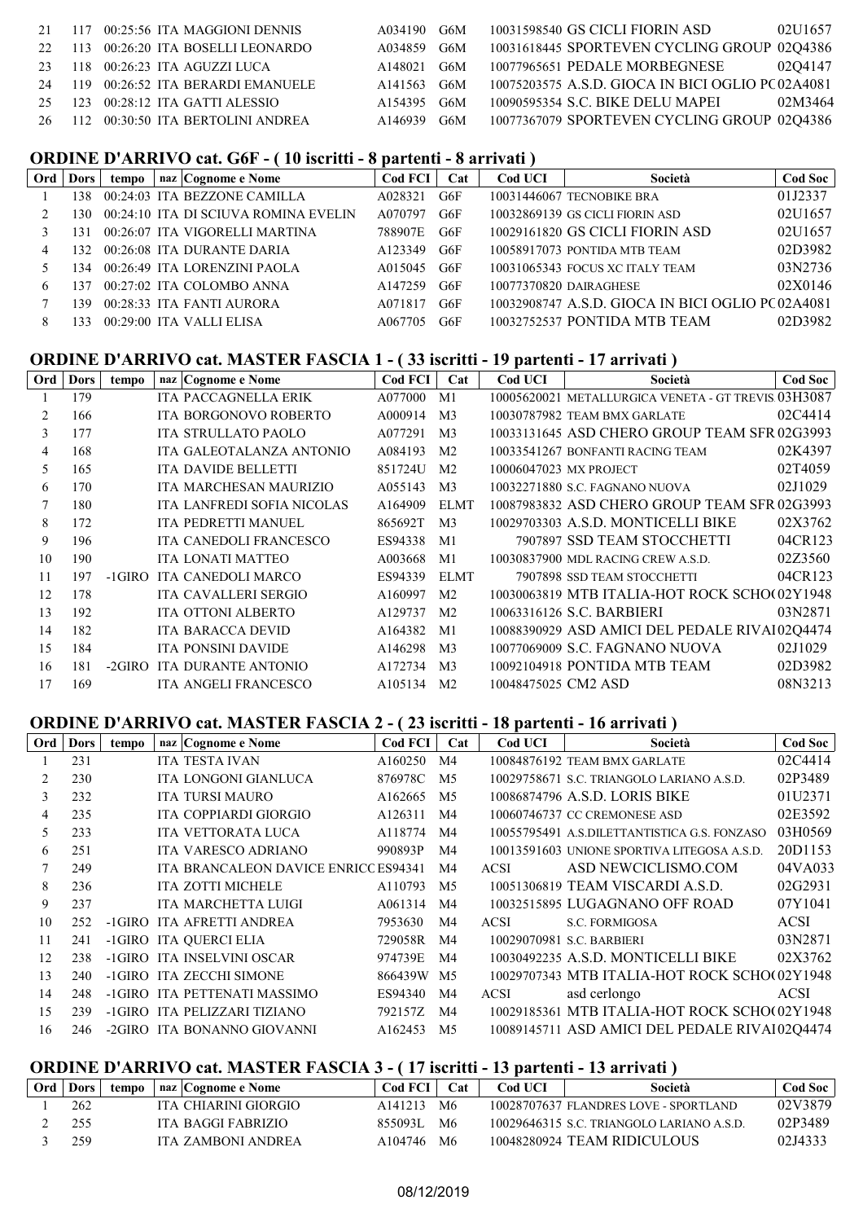| 21 | 117 | 00:25:56 | ITA | MAGGIONI DENNIS | A034190 | G6M | 10031598540 | GS CICLI FIORIN ASD | 02U1657 |
|---|---|---|---|---|---|---|---|---|---|
| 22 | 113 | 00:26:20 | ITA | BOSELLI LEONARDO | A034859 | G6M | 10031618445 | SPORTEVEN CYCLING GROUP | 02Q4386 |
| 23 | 118 | 00:26:23 | ITA | AGUZZI LUCA | A148021 | G6M | 10077965651 | PEDALE MORBEGNESE | 02Q4147 |
| 24 | 119 | 00:26:52 | ITA | BERARDI EMANUELE | A141563 | G6M | 10075203575 | A.S.D. GIOCA IN BICI OGLIO PO | 02A4081 |
| 25 | 123 | 00:28:12 | ITA | GATTI ALESSIO | A154395 | G6M | 10090595354 | S.C. BIKE DELU MAPEI | 02M3464 |
| 26 | 112 | 00:30:50 | ITA | BERTOLINI ANDREA | A146939 | G6M | 10077367079 | SPORTEVEN CYCLING GROUP | 02Q4386 |

## ORDINE D'ARRIVO cat. G6F - ( 10 iscritti - 8 partenti - 8 arrivati )

| Ord | Dors | tempo | naz | Cognome e Nome | Cod FCI | Cat | Cod UCI | Società | Cod Soc |
|---|---|---|---|---|---|---|---|---|---|
| 1 | 138 | 00:24:03 | ITA | BEZZONE CAMILLA | A028321 | G6F | 10031446067 | TECNOBIKE BRA | 01J2337 |
| 2 | 130 | 00:24:10 | ITA | DI SCIUVA ROMINA EVELIN | A070797 | G6F | 10032869139 | GS CICLI FIORIN ASD | 02U1657 |
| 3 | 131 | 00:26:07 | ITA | VIGORELLI MARTINA | 788907E | G6F | 10029161820 | GS CICLI FIORIN ASD | 02U1657 |
| 4 | 132 | 00:26:08 | ITA | DURANTE DARIA | A123349 | G6F | 10058917073 | PONTIDA MTB TEAM | 02D3982 |
| 5 | 134 | 00:26:49 | ITA | LORENZINI PAOLA | A015045 | G6F | 10031065343 | FOCUS XC ITALY TEAM | 03N2736 |
| 6 | 137 | 00:27:02 | ITA | COLOMBO ANNA | A147259 | G6F | 10077370820 | DAIRAGHESE | 02X0146 |
| 7 | 139 | 00:28:33 | ITA | FANTI AURORA | A071817 | G6F | 10032908747 | A.S.D. GIOCA IN BICI OGLIO PO | 02A4081 |
| 8 | 133 | 00:29:00 | ITA | VALLI ELISA | A067705 | G6F | 10032752537 | PONTIDA MTB TEAM | 02D3982 |

## ORDINE D'ARRIVO cat. MASTER FASCIA 1 - ( 33 iscritti - 19 partenti - 17 arrivati )

| Ord | Dors | tempo | naz | Cognome e Nome | Cod FCI | Cat | Cod UCI | Società | Cod Soc |
|---|---|---|---|---|---|---|---|---|---|
| 1 | 179 | | ITA | PACCAGNELLA ERIK | A077000 | M1 | 10005620021 | METALLURGICA VENETA - GT TREVIS | 03H3087 |
| 2 | 166 | | ITA | BORGONOVO ROBERTO | A000914 | M3 | 10030787982 | TEAM BMX GARLATE | 02C4414 |
| 3 | 177 | | ITA | STRULLATO PAOLO | A077291 | M3 | 10033131645 | ASD CHERO GROUP TEAM SFR | 02G3993 |
| 4 | 168 | | ITA | GALEOTALANZA ANTONIO | A084193 | M2 | 10033541267 | BONFANTI RACING TEAM | 02K4397 |
| 5 | 165 | | ITA | DAVIDE BELLETTI | 851724U | M2 | 10006047023 | MX PROJECT | 02T4059 |
| 6 | 170 | | ITA | MARCHESAN MAURIZIO | A055143 | M3 | 10032271880 | S.C. FAGNANO NUOVA | 02J1029 |
| 7 | 180 | | ITA | LANFREDI SOFIA NICOLAS | A164909 | ELMT | 10087983832 | ASD CHERO GROUP TEAM SFR | 02G3993 |
| 8 | 172 | | ITA | PEDRETTI MANUEL | 865692T | M3 | 10029703303 | A.S.D. MONTICELLI BIKE | 02X3762 |
| 9 | 196 | | ITA | CANEDOLI FRANCESCO | ES94338 | M1 | 7907897 | SSD TEAM STOCCHETTI | 04CR123 |
| 10 | 190 | | ITA | LONATI MATTEO | A003668 | M1 | 10030837900 | MDL RACING CREW A.S.D. | 02Z3560 |
| 11 | 197 | -1GIRO | ITA | CANEDOLI MARCO | ES94339 | ELMT | 7907898 | SSD TEAM STOCCHETTI | 04CR123 |
| 12 | 178 | | ITA | CAVALLERI SERGIO | A160997 | M2 | 10030063819 | MTB ITALIA-HOT ROCK SCHO( | 02Y1948 |
| 13 | 192 | | ITA | OTTONI ALBERTO | A129737 | M2 | 10063316126 | S.C. BARBIERI | 03N2871 |
| 14 | 182 | | ITA | BARACCA DEVID | A164382 | M1 | 10088390929 | ASD AMICI DEL PEDALE RIVAI | 02Q4474 |
| 15 | 184 | | ITA | PONSINI DAVIDE | A146298 | M3 | 10077069009 | S.C. FAGNANO NUOVA | 02J1029 |
| 16 | 181 | -2GIRO | ITA | DURANTE ANTONIO | A172734 | M3 | 10092104918 | PONTIDA MTB TEAM | 02D3982 |
| 17 | 169 | | ITA | ANGELI FRANCESCO | A105134 | M2 | 10048475025 | CM2 ASD | 08N3213 |

## ORDINE D'ARRIVO cat. MASTER FASCIA 2 - ( 23 iscritti - 18 partenti - 16 arrivati )

| Ord | Dors | tempo | naz | Cognome e Nome | Cod FCI | Cat | Cod UCI | Società | Cod Soc |
|---|---|---|---|---|---|---|---|---|---|
| 1 | 231 | | ITA | TESTA IVAN | A160250 | M4 | 10084876192 | TEAM BMX GARLATE | 02C4414 |
| 2 | 230 | | ITA | LONGONI GIANLUCA | 876978C | M5 | 10029758671 | S.C. TRIANGOLO LARIANO A.S.D. | 02P3489 |
| 3 | 232 | | ITA | TURSI MAURO | A162665 | M5 | 10086874796 | A.S.D. LORIS BIKE | 01U2371 |
| 4 | 235 | | ITA | COPPIARDI GIORGIO | A126311 | M4 | 10060746737 | CC CREMONESE ASD | 02E3592 |
| 5 | 233 | | ITA | VETTORATA LUCA | A118774 | M4 | 10055795491 | A.S.DILETTANTISTICA G.S. FONZASO | 03H0569 |
| 6 | 251 | | ITA | VARESCO ADRIANO | 990893P | M4 | 10013591603 | UNIONE SPORTIVA LITEGOSA A.S.D. | 20D1153 |
| 7 | 249 | | ITA | BRANCALEON DAVICE ENRICC | ES94341 | M4 | ACSI | ASD NEWCICLISMO.COM | 04VA033 |
| 8 | 236 | | ITA | ZOTTI MICHELE | A110793 | M5 | 10051306819 | TEAM VISCARDI A.S.D. | 02G2931 |
| 9 | 237 | | ITA | MARCHETTA LUIGI | A061314 | M4 | 10032515895 | LUGAGNANO OFF ROAD | 07Y1041 |
| 10 | 252 | -1GIRO | ITA | AFRETTI ANDREA | 7953630 | M4 | ACSI | S.C. FORMIGOSA | ACSI |
| 11 | 241 | -1GIRO | ITA | QUERCI ELIA | 729058R | M4 | 10029070981 | S.C. BARBIERI | 03N2871 |
| 12 | 238 | -1GIRO | ITA | INSELVINI OSCAR | 974739E | M4 | 10030492235 | A.S.D. MONTICELLI BIKE | 02X3762 |
| 13 | 240 | -1GIRO | ITA | ZECCHI SIMONE | 866439W | M5 | 10029707343 | MTB ITALIA-HOT ROCK SCHO( | 02Y1948 |
| 14 | 248 | -1GIRO | ITA | PETTENATI MASSIMO | ES94340 | M4 | ACSI | asd cerlongo | ACSI |
| 15 | 239 | -1GIRO | ITA | PELIZZARI TIZIANO | 792157Z | M4 | 10029185361 | MTB ITALIA-HOT ROCK SCHO( | 02Y1948 |
| 16 | 246 | -2GIRO | ITA | BONANNO GIOVANNI | A162453 | M5 | 10089145711 | ASD AMICI DEL PEDALE RIVAI | 02Q4474 |

## ORDINE D'ARRIVO cat. MASTER FASCIA 3 - ( 17 iscritti - 13 partenti - 13 arrivati )

| Ord | Dors | tempo | naz | Cognome e Nome | Cod FCI | Cat | Cod UCI | Società | Cod Soc |
|---|---|---|---|---|---|---|---|---|---|
| 1 | 262 | | ITA | CHIARINI GIORGIO | A141213 | M6 | 10028707637 | FLANDRES LOVE - SPORTLAND | 02V3879 |
| 2 | 255 | | ITA | BAGGI FABRIZIO | 855093L | M6 | 10029646315 | S.C. TRIANGOLO LARIANO A.S.D. | 02P3489 |
| 3 | 259 | | ITA | ZAMBONI ANDREA | A104746 | M6 | 10048280924 | TEAM RIDICULOUS | 02J4333 |

08/12/2019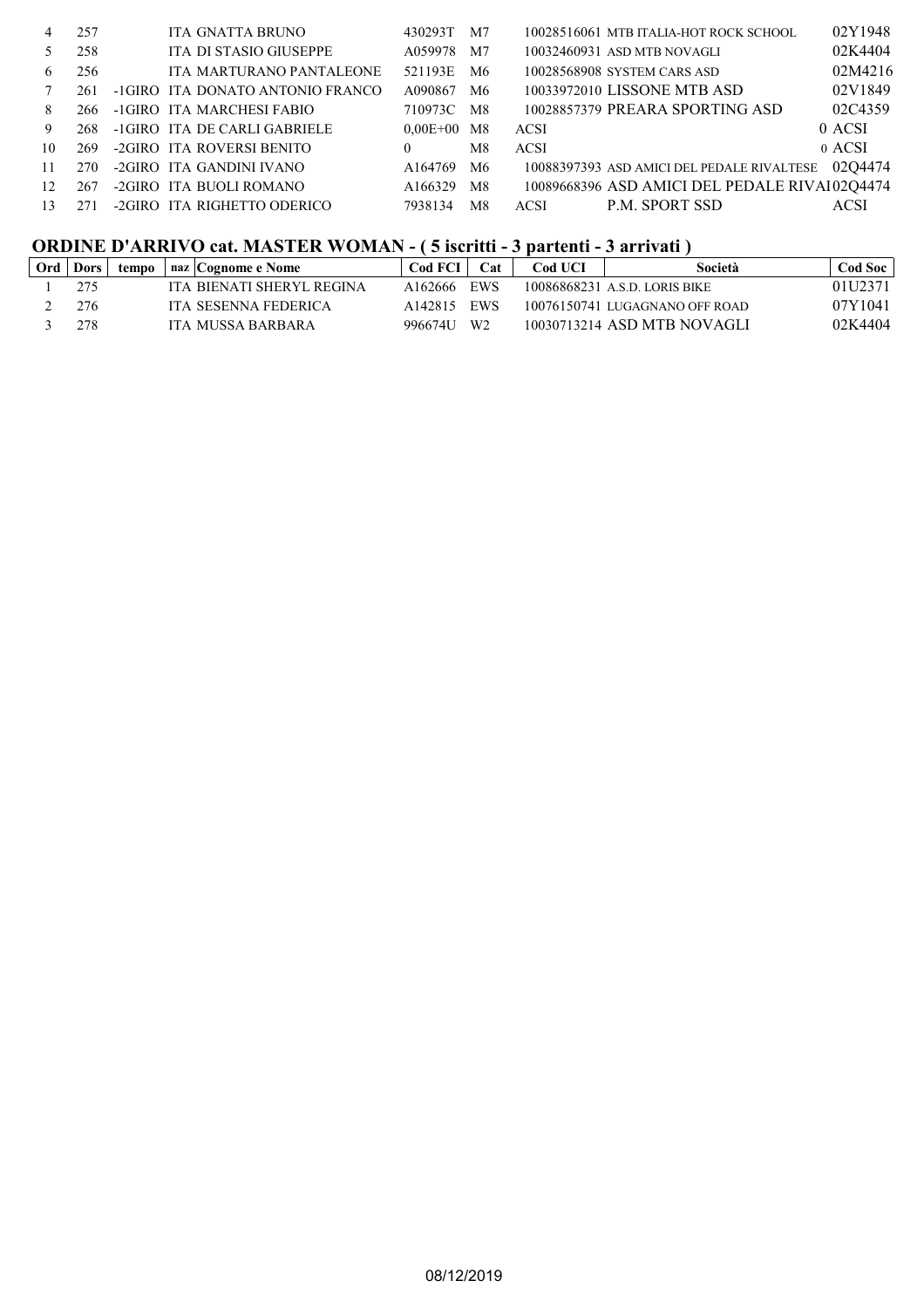| | | | | | | | | | |
|---|---|---|---|---|---|---|---|---|---|
| 4 | 257 | | ITA | GNATTA BRUNO | 430293T | M7 | 10028516061 | MTB ITALIA-HOT ROCK SCHOOL | 02Y1948 |
| 5 | 258 | | ITA | DI STASIO GIUSEPPE | A059978 | M7 | 10032460931 | ASD MTB NOVAGLI | 02K4404 |
| 6 | 256 | | ITA | MARTURANO PANTALEONE | 521193E | M6 | 10028568908 | SYSTEM CARS ASD | 02M4216 |
| 7 | 261 | -1GIRO | ITA | DONATO ANTONIO FRANCO | A090867 | M6 | 10033972010 | LISSONE MTB ASD | 02V1849 |
| 8 | 266 | -1GIRO | ITA | MARCHESI FABIO | 710973C | M8 | 10028857379 | PREARA SPORTING ASD | 02C4359 |
| 9 | 268 | -1GIRO | ITA | DE CARLI GABRIELE | 0,00E+00 | M8 | ACSI | | 0 ACSI |
| 10 | 269 | -2GIRO | ITA | ROVERSI BENITO | 0 | M8 | ACSI | | 0 ACSI |
| 11 | 270 | -2GIRO | ITA | GANDINI IVANO | A164769 | M6 | 10088397393 | ASD AMICI DEL PEDALE RIVALTESE | 02Q4474 |
| 12 | 267 | -2GIRO | ITA | BUOLI ROMANO | A166329 | M8 | 10089668396 | ASD AMICI DEL PEDALE RIVAI | 02Q4474 |
| 13 | 271 | -2GIRO | ITA | RIGHETTO ODERICO | 7938134 | M8 | ACSI | P.M. SPORT SSD | ACSI |

## ORDINE D'ARRIVO cat. MASTER WOMAN - ( 5 iscritti - 3 partenti - 3 arrivati )

| Ord | Dors | tempo | naz | Cognome e Nome | Cod FCI | Cat | Cod UCI | Società | Cod Soc |
|---|---|---|---|---|---|---|---|---|---|
| 1 | 275 | | ITA | BIENATI SHERYL REGINA | A162666 | EWS | 10086868231 | A.S.D. LORIS BIKE | 01U2371 |
| 2 | 276 | | ITA | SESENNA FEDERICA | A142815 | EWS | 10076150741 | LUGAGNANO OFF ROAD | 07Y1041 |
| 3 | 278 | | ITA | MUSSA BARBARA | 996674U | W2 | 10030713214 | ASD MTB NOVAGLI | 02K4404 |

08/12/2019